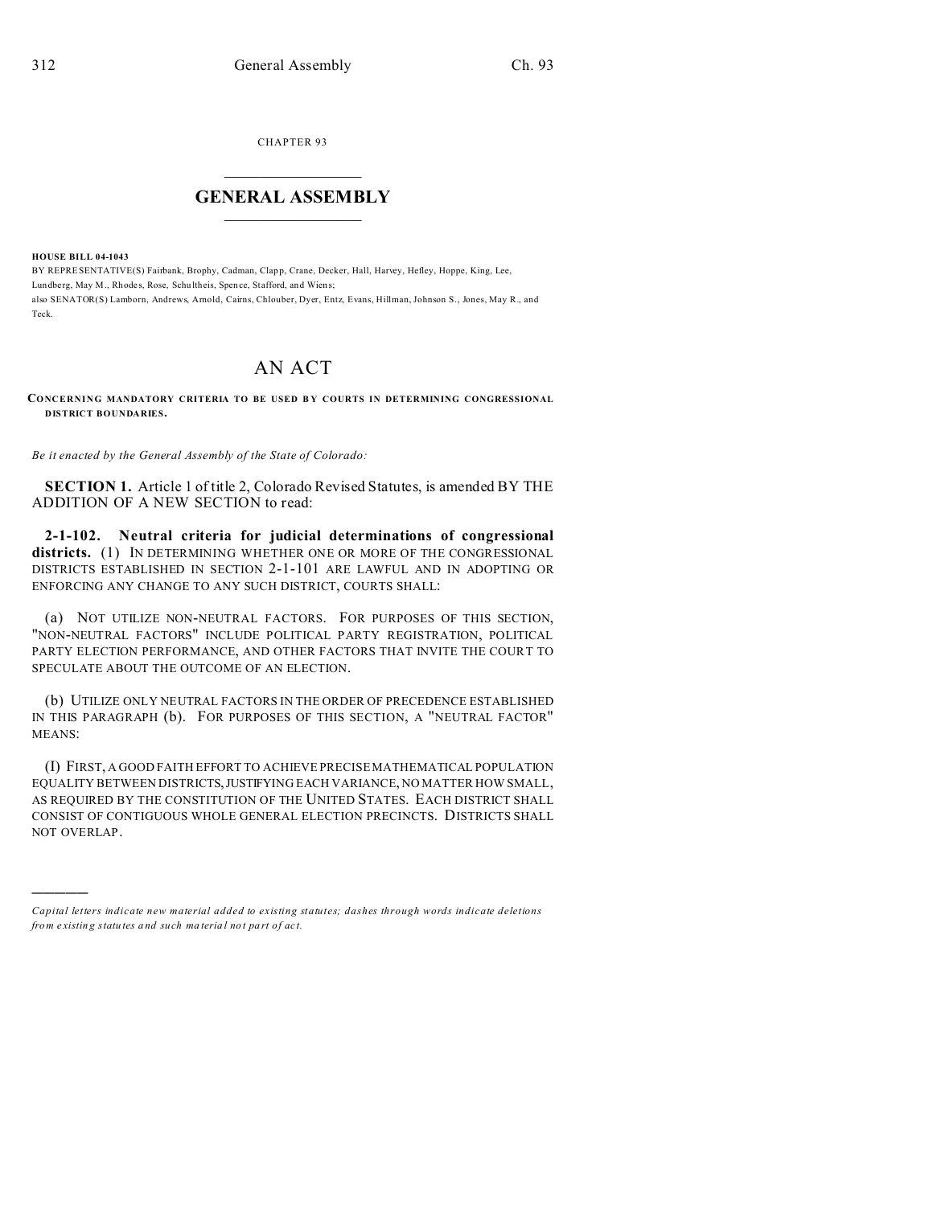CHAPTER 93

# GENERAL ASSEMBLY

**HOUSE BILL 04-1043**

BY REPRESENTATIVE(S) Fairbank, Brophy, Cadman, Clapp, Crane, Decker, Hall, Harvey, Hefley, Hoppe, King, Lee, Lundberg, May M., Rhodes, Rose, Schultheis, Spence, Stafford, and Wiens;

also SENATOR(S) Lamborn, Andrews, Arnold, Cairns, Chlouber, Dyer, Entz, Evans, Hillman, Johnson S., Jones, May R., and Teck.

# AN ACT

**CONCERNING MANDATORY CRITERIA TO BE USED BY COURTS IN DETERMINING CONGRESSIONAL DISTRICT BOUNDARIES.**

*Be it enacted by the General Assembly of the State of Colorado:*

**SECTION 1.** Article 1 of title 2, Colorado Revised Statutes, is amended BY THE ADDITION OF A NEW SECTION to read:

**2-1-102. Neutral criteria for judicial determinations of congressional districts.** (1) IN DETERMINING WHETHER ONE OR MORE OF THE CONGRESSIONAL DISTRICTS ESTABLISHED IN SECTION 2-1-101 ARE LAWFUL AND IN ADOPTING OR ENFORCING ANY CHANGE TO ANY SUCH DISTRICT, COURTS SHALL:

(a) NOT UTILIZE NON-NEUTRAL FACTORS. FOR PURPOSES OF THIS SECTION, "NON-NEUTRAL FACTORS" INCLUDE POLITICAL PARTY REGISTRATION, POLITICAL PARTY ELECTION PERFORMANCE, AND OTHER FACTORS THAT INVITE THE COURT TO SPECULATE ABOUT THE OUTCOME OF AN ELECTION.

(b) UTILIZE ONLY NEUTRAL FACTORS IN THE ORDER OF PRECEDENCE ESTABLISHED IN THIS PARAGRAPH (b). FOR PURPOSES OF THIS SECTION, A "NEUTRAL FACTOR" MEANS:

(I) FIRST, A GOOD FAITH EFFORT TO ACHIEVE PRECISE MATHEMATICAL POPULATION EQUALITY BETWEEN DISTRICTS, JUSTIFYING EACH VARIANCE, NO MATTER HOW SMALL, AS REQUIRED BY THE CONSTITUTION OF THE UNITED STATES. EACH DISTRICT SHALL CONSIST OF CONTIGUOUS WHOLE GENERAL ELECTION PRECINCTS. DISTRICTS SHALL NOT OVERLAP.

---

*Capital letters indicate new material added to existing statutes; dashes through words indicate deletions from existing statutes and such material not part of act.*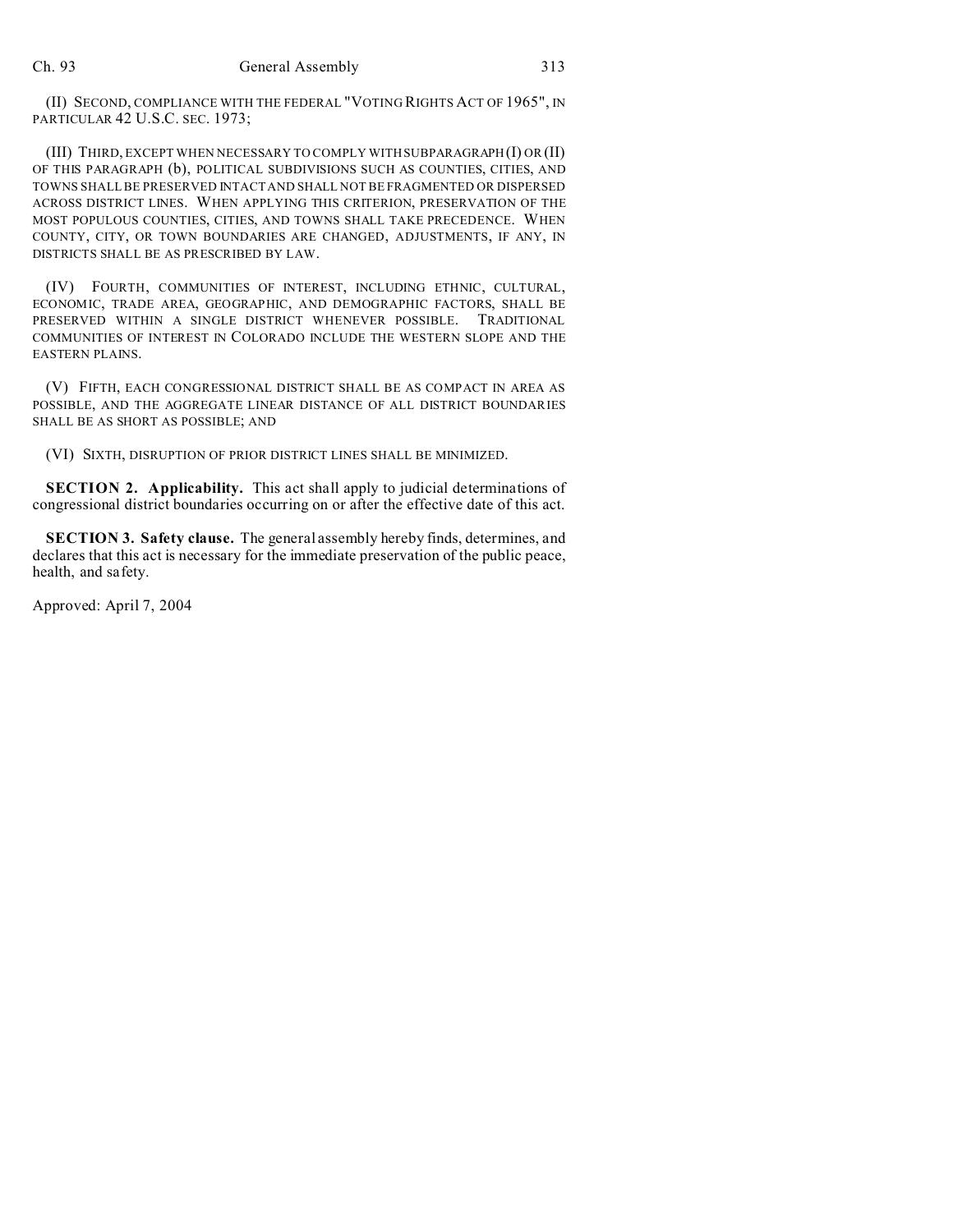(II) SECOND, COMPLIANCE WITH THE FEDERAL "VOTING RIGHTS ACT OF 1965", IN PARTICULAR 42 U.S.C. SEC. 1973;

(III) THIRD, EXCEPT WHEN NECESSARY TO COMPLY WITH SUBPARAGRAPH (I) OR (II) OF THIS PARAGRAPH (b), POLITICAL SUBDIVISIONS SUCH AS COUNTIES, CITIES, AND TOWNS SHALL BE PRESERVED INTACT AND SHALL NOT BE FRAGMENTED OR DISPERSED ACROSS DISTRICT LINES. WHEN APPLYING THIS CRITERION, PRESERVATION OF THE MOST POPULOUS COUNTIES, CITIES, AND TOWNS SHALL TAKE PRECEDENCE. WHEN COUNTY, CITY, OR TOWN BOUNDARIES ARE CHANGED, ADJUSTMENTS, IF ANY, IN DISTRICTS SHALL BE AS PRESCRIBED BY LAW.

(IV) FOURTH, COMMUNITIES OF INTEREST, INCLUDING ETHNIC, CULTURAL, ECONOMIC, TRADE AREA, GEOGRAPHIC, AND DEMOGRAPHIC FACTORS, SHALL BE PRESERVED WITHIN A SINGLE DISTRICT WHENEVER POSSIBLE. TRADITIONAL COMMUNITIES OF INTEREST IN COLORADO INCLUDE THE WESTERN SLOPE AND THE EASTERN PLAINS.

(V) FIFTH, EACH CONGRESSIONAL DISTRICT SHALL BE AS COMPACT IN AREA AS POSSIBLE, AND THE AGGREGATE LINEAR DISTANCE OF ALL DISTRICT BOUNDARIES SHALL BE AS SHORT AS POSSIBLE; AND

(VI) SIXTH, DISRUPTION OF PRIOR DISTRICT LINES SHALL BE MINIMIZED.

**SECTION 2. Applicability.** This act shall apply to judicial determinations of congressional district boundaries occurring on or after the effective date of this act.

**SECTION 3. Safety clause.** The general assembly hereby finds, determines, and declares that this act is necessary for the immediate preservation of the public peace, health, and safety.

Approved: April 7, 2004